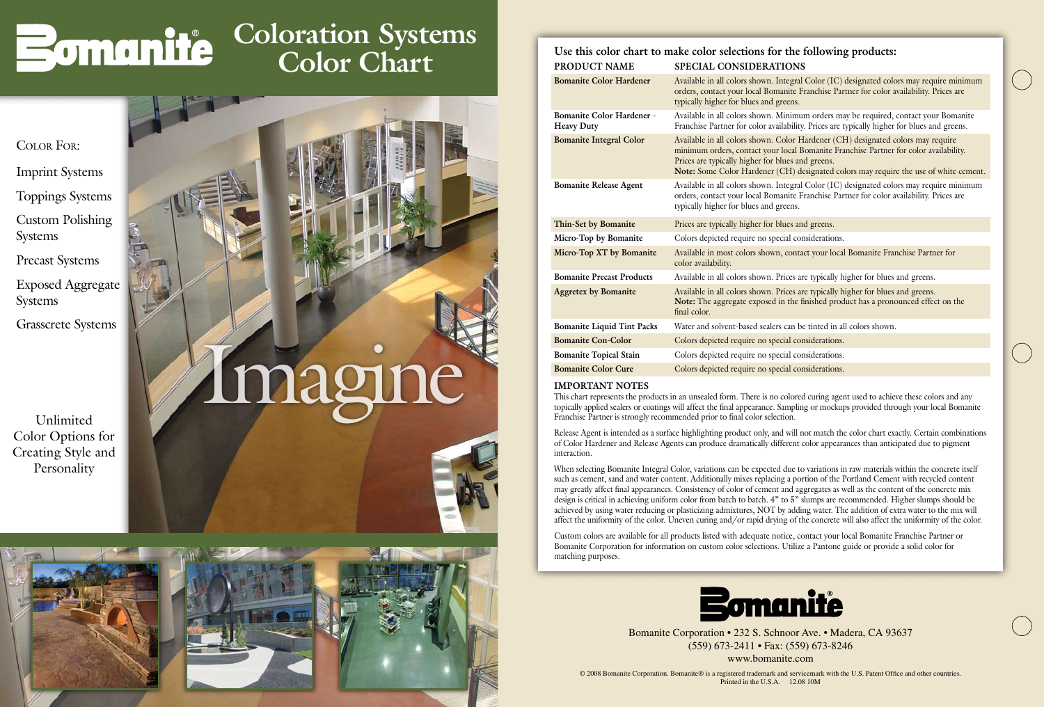# Bomanite® Coloration Systems Color Chart

COLOR FOR:

- Imprint Systems
- Toppings Systems
- Custom Polishing Systems
- Precast Systems
- Exposed Aggregate Systems
- Grasscrete Systems

Unlimited Color Options for Creating Style and Personality

Imagine

## Use this color chart to make color selections for the following products:

| PRODUCT NAME | SPECIAL CONSIDERATIONS |
|---|---|
| **Bomanite Color Hardener** | Available in all colors shown. Integral Color (IC) designated colors may require minimum orders, contact your local Bomanite Franchise Partner for color availability. Prices are typically higher for blues and greens. |
| **Bomanite Color Hardener - Heavy Duty** | Available in all colors shown. Minimum orders may be required, contact your Bomanite Franchise Partner for color availability. Prices are typically higher for blues and greens. |
| **Bomanite Integral Color** | Available in all colors shown. Color Hardener (CH) designated colors may require minimum orders, contact your local Bomanite Franchise Partner for color availability. Prices are typically higher for blues and greens. **Note:** Some Color Hardener (CH) designated colors may require the use of white cement. |
| **Bomanite Release Agent** | Available in all colors shown. Integral Color (IC) designated colors may require minimum orders, contact your local Bomanite Franchise Partner for color availability. Prices are typically higher for blues and greens. |
| **Thin-Set by Bomanite** | Prices are typically higher for blues and greens. |
| **Micro-Top by Bomanite** | Colors depicted require no special considerations. |
| **Micro-Top XT by Bomanite** | Available in most colors shown, contact your local Bomanite Franchise Partner for color availability. |
| **Bomanite Precast Products** | Available in all colors shown. Prices are typically higher for blues and greens. |
| **Aggretex by Bomanite** | Available in all colors shown. Prices are typically higher for blues and greens. **Note:** The aggregate exposed in the finished product has a pronounced effect on the final color. |
| **Bomanite Liquid Tint Packs** | Water and solvent-based sealers can be tinted in all colors shown. |
| **Bomanite Con-Color** | Colors depicted require no special considerations. |
| **Bomanite Topical Stain** | Colors depicted require no special considerations. |
| **Bomanite Color Cure** | Colors depicted require no special considerations. |

### IMPORTANT NOTES

This chart represents the products in an unsealed form. There is no colored curing agent used to achieve these colors and any topically applied sealers or coatings will affect the final appearance. Sampling or mockups provided through your local Bomanite Franchise Partner is strongly recommended prior to final color selection.

Release Agent is intended as a surface highlighting product only, and will not match the color chart exactly. Certain combinations of Color Hardener and Release Agents can produce dramatically different color appearances than anticipated due to pigment interaction.

When selecting Bomanite Integral Color, variations can be expected due to variations in raw materials within the concrete itself such as cement, sand and water content. Additionally mixes replacing a portion of the Portland Cement with recycled content may greatly affect final appearances. Consistency of color of cement and aggregates as well as the content of the concrete mix design is critical in achieving uniform color from batch to batch. 4" to 5" slumps are recommended. Higher slumps should be achieved by using water reducing or plasticizing admixtures, NOT by adding water. The addition of extra water to the mix will affect the uniformity of the color. Uneven curing and/or rapid drying of the concrete will also affect the uniformity of the color.

Custom colors are available for all products listed with adequate notice, contact your local Bomanite Franchise Partner or Bomanite Corporation for information on custom color selections. Utilize a Pantone guide or provide a solid color for matching purposes.

Bomanite®

Bomanite Corporation • 232 S. Schnoor Ave. • Madera, CA 93637
(559) 673-2411 • Fax: (559) 673-8246
www.bomanite.com

© 2008 Bomanite Corporation. Bomanite® is a registered trademark and servicemark with the U.S. Patent Office and other countries.
Printed in the U.S.A. 12.08 10M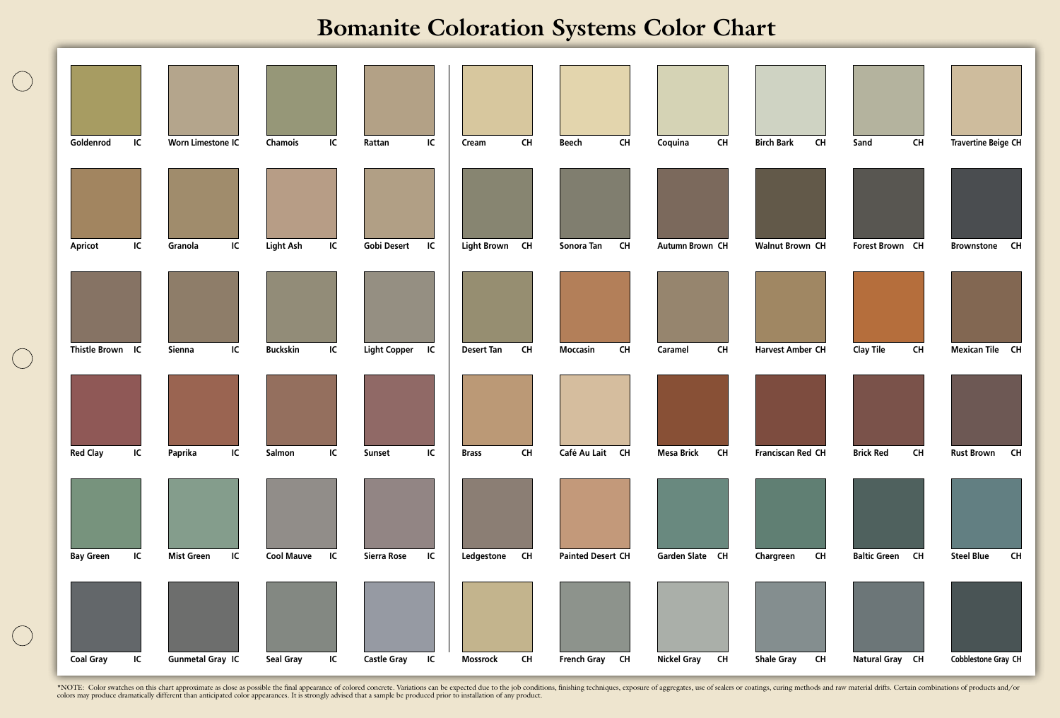# Bomanite Coloration Systems Color Chart

| | | | | | | | | | |
|---|---|---|---|---|---|---|---|---|---|
| Goldenrod IC | Worn Limestone IC | Chamois IC | Rattan IC | Cream CH | Beech CH | Coquina CH | Birch Bark CH | Sand CH | Travertine Beige CH |
| Apricot IC | Granola IC | Light Ash IC | Gobi Desert IC | Light Brown CH | Sonora Tan CH | Autumn Brown CH | Walnut Brown CH | Forest Brown CH | Brownstone CH |
| Thistle Brown IC | Sienna IC | Buckskin IC | Light Copper IC | Desert Tan CH | Moccasin CH | Caramel CH | Harvest Amber CH | Clay Tile CH | Mexican Tile CH |
| Red Clay IC | Paprika IC | Salmon IC | Sunset IC | Brass CH | Café Au Lait CH | Mesa Brick CH | Franciscan Red CH | Brick Red CH | Rust Brown CH |
| Bay Green IC | Mist Green IC | Cool Mauve IC | Sierra Rose IC | Ledgestone CH | Painted Desert CH | Garden Slate CH | Chargreen CH | Baltic Green CH | Steel Blue CH |
| Coal Gray IC | Gunmetal Gray IC | Seal Gray IC | Castle Gray IC | Mossrock CH | French Gray CH | Nickel Gray CH | Shale Gray CH | Natural Gray CH | Cobblestone Gray CH |

*NOTE: Color swatches on this chart approximate as close as possible the final appearance of colored concrete. Variations can be expected due to the job conditions, finishing techniques, exposure of aggregates, use of sealers or coatings, curing methods and raw material drifts. Certain combinations of products and/or colors may produce dramatically different than anticipated color appearances. It is strongly advised that a sample be produced prior to installation of any product.